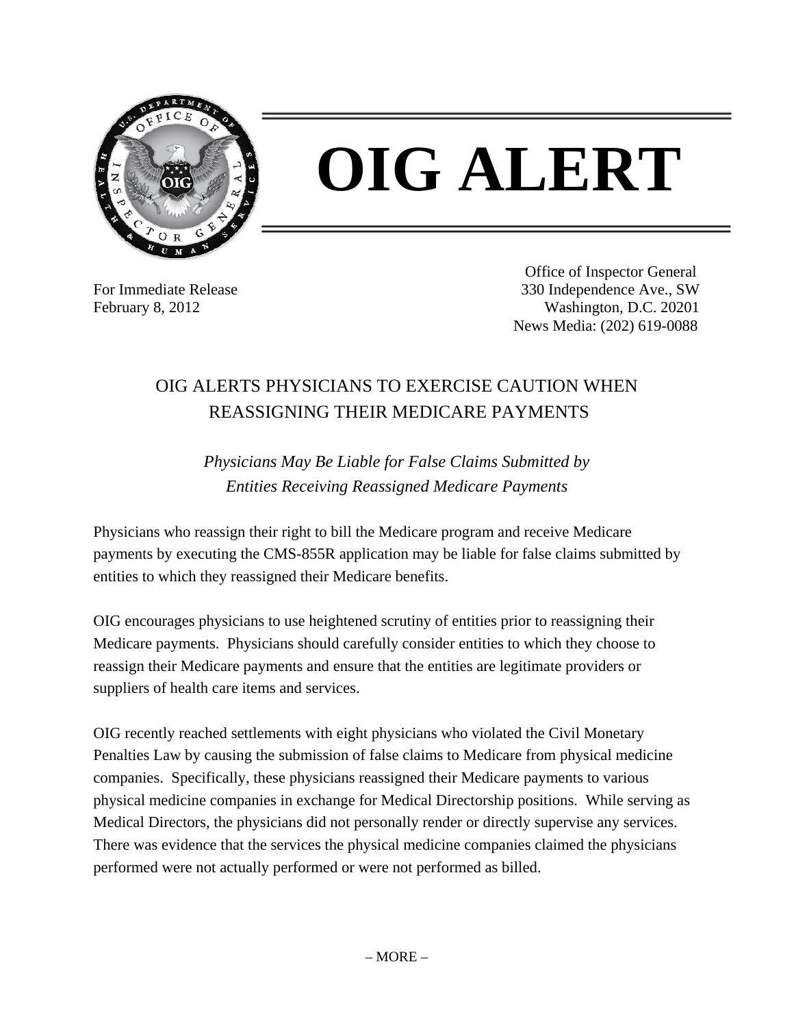# OIG ALERT

For Immediate Release
February 8, 2012

Office of Inspector General
330 Independence Ave., SW
Washington, D.C. 20201
News Media: (202) 619-0088

## OIG ALERTS PHYSICIANS TO EXERCISE CAUTION WHEN REASSIGNING THEIR MEDICARE PAYMENTS

*Physicians May Be Liable for False Claims Submitted by Entities Receiving Reassigned Medicare Payments*

Physicians who reassign their right to bill the Medicare program and receive Medicare payments by executing the CMS-855R application may be liable for false claims submitted by entities to which they reassigned their Medicare benefits.

OIG encourages physicians to use heightened scrutiny of entities prior to reassigning their Medicare payments. Physicians should carefully consider entities to which they choose to reassign their Medicare payments and ensure that the entities are legitimate providers or suppliers of health care items and services.

OIG recently reached settlements with eight physicians who violated the Civil Monetary Penalties Law by causing the submission of false claims to Medicare from physical medicine companies. Specifically, these physicians reassigned their Medicare payments to various physical medicine companies in exchange for Medical Directorship positions. While serving as Medical Directors, the physicians did not personally render or directly supervise any services. There was evidence that the services the physical medicine companies claimed the physicians performed were not actually performed or were not performed as billed.

– MORE –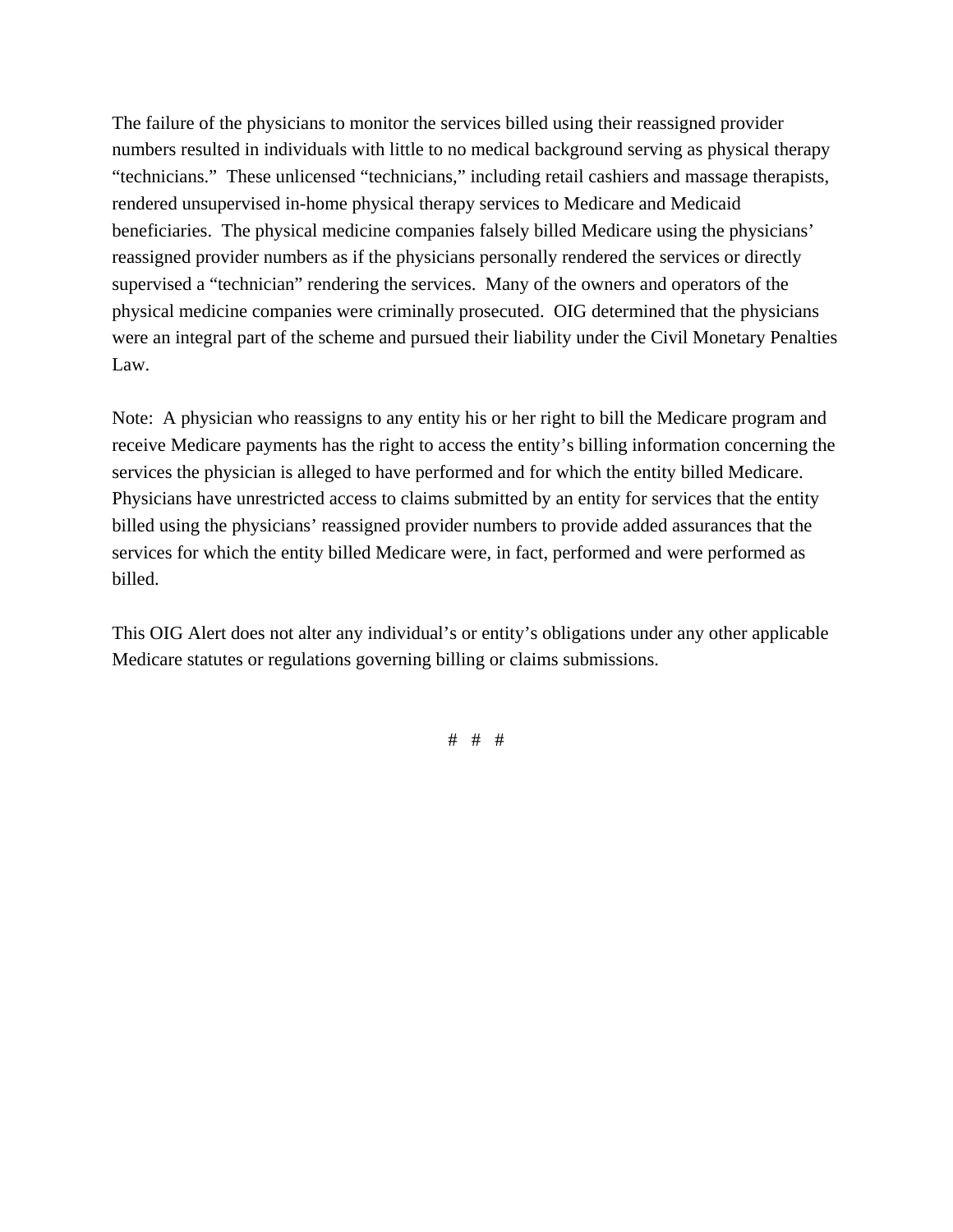The failure of the physicians to monitor the services billed using their reassigned provider numbers resulted in individuals with little to no medical background serving as physical therapy "technicians." These unlicensed "technicians," including retail cashiers and massage therapists, rendered unsupervised in-home physical therapy services to Medicare and Medicaid beneficiaries. The physical medicine companies falsely billed Medicare using the physicians' reassigned provider numbers as if the physicians personally rendered the services or directly supervised a "technician" rendering the services. Many of the owners and operators of the physical medicine companies were criminally prosecuted. OIG determined that the physicians were an integral part of the scheme and pursued their liability under the Civil Monetary Penalties Law.

Note: A physician who reassigns to any entity his or her right to bill the Medicare program and receive Medicare payments has the right to access the entity's billing information concerning the services the physician is alleged to have performed and for which the entity billed Medicare. Physicians have unrestricted access to claims submitted by an entity for services that the entity billed using the physicians' reassigned provider numbers to provide added assurances that the services for which the entity billed Medicare were, in fact, performed and were performed as billed.

This OIG Alert does not alter any individual's or entity's obligations under any other applicable Medicare statutes or regulations governing billing or claims submissions.

# # #